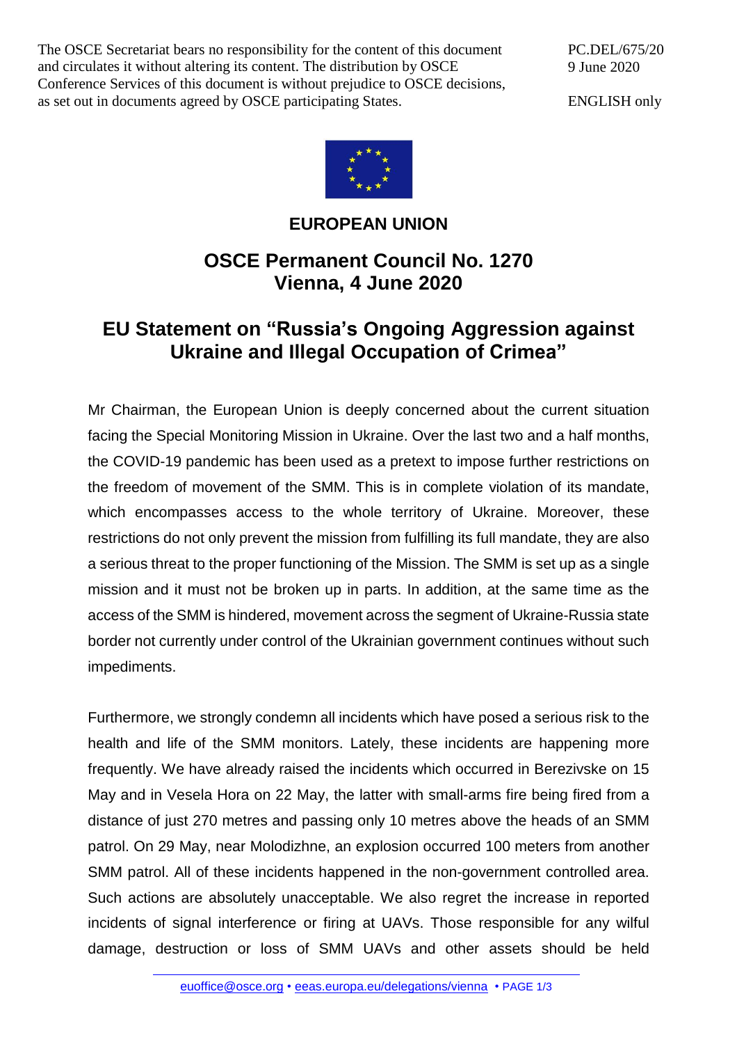The OSCE Secretariat bears no responsibility for the content of this document and circulates it without altering its content. The distribution by OSCE Conference Services of this document is without prejudice to OSCE decisions, as set out in documents agreed by OSCE participating States.

PC.DEL/675/20
9 June 2020

ENGLISH only

**EUROPEAN UNION**

## OSCE Permanent Council No. 1270
## Vienna, 4 June 2020

# EU Statement on "Russia's Ongoing Aggression against Ukraine and Illegal Occupation of Crimea"

Mr Chairman, the European Union is deeply concerned about the current situation facing the Special Monitoring Mission in Ukraine. Over the last two and a half months, the COVID-19 pandemic has been used as a pretext to impose further restrictions on the freedom of movement of the SMM. This is in complete violation of its mandate, which encompasses access to the whole territory of Ukraine. Moreover, these restrictions do not only prevent the mission from fulfilling its full mandate, they are also a serious threat to the proper functioning of the Mission. The SMM is set up as a single mission and it must not be broken up in parts. In addition, at the same time as the access of the SMM is hindered, movement across the segment of Ukraine-Russia state border not currently under control of the Ukrainian government continues without such impediments.

Furthermore, we strongly condemn all incidents which have posed a serious risk to the health and life of the SMM monitors. Lately, these incidents are happening more frequently. We have already raised the incidents which occurred in Berezivske on 15 May and in Vesela Hora on 22 May, the latter with small-arms fire being fired from a distance of just 270 metres and passing only 10 metres above the heads of an SMM patrol. On 29 May, near Molodizhne, an explosion occurred 100 meters from another SMM patrol. All of these incidents happened in the non-government controlled area. Such actions are absolutely unacceptable. We also regret the increase in reported incidents of signal interference or firing at UAVs. Those responsible for any wilful damage, destruction or loss of SMM UAVs and other assets should be held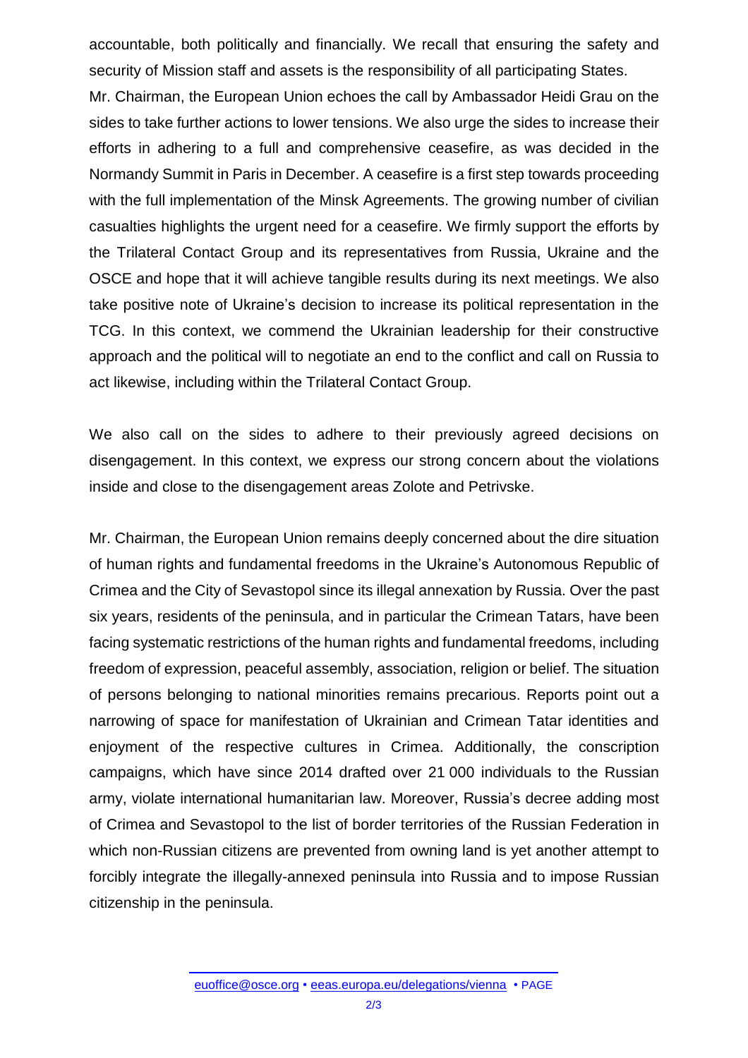accountable, both politically and financially. We recall that ensuring the safety and security of Mission staff and assets is the responsibility of all participating States.

Mr. Chairman, the European Union echoes the call by Ambassador Heidi Grau on the sides to take further actions to lower tensions. We also urge the sides to increase their efforts in adhering to a full and comprehensive ceasefire, as was decided in the Normandy Summit in Paris in December. A ceasefire is a first step towards proceeding with the full implementation of the Minsk Agreements. The growing number of civilian casualties highlights the urgent need for a ceasefire. We firmly support the efforts by the Trilateral Contact Group and its representatives from Russia, Ukraine and the OSCE and hope that it will achieve tangible results during its next meetings. We also take positive note of Ukraine's decision to increase its political representation in the TCG. In this context, we commend the Ukrainian leadership for their constructive approach and the political will to negotiate an end to the conflict and call on Russia to act likewise, including within the Trilateral Contact Group.

We also call on the sides to adhere to their previously agreed decisions on disengagement. In this context, we express our strong concern about the violations inside and close to the disengagement areas Zolote and Petrivske.

Mr. Chairman, the European Union remains deeply concerned about the dire situation of human rights and fundamental freedoms in the Ukraine's Autonomous Republic of Crimea and the City of Sevastopol since its illegal annexation by Russia. Over the past six years, residents of the peninsula, and in particular the Crimean Tatars, have been facing systematic restrictions of the human rights and fundamental freedoms, including freedom of expression, peaceful assembly, association, religion or belief. The situation of persons belonging to national minorities remains precarious. Reports point out a narrowing of space for manifestation of Ukrainian and Crimean Tatar identities and enjoyment of the respective cultures in Crimea. Additionally, the conscription campaigns, which have since 2014 drafted over 21 000 individuals to the Russian army, violate international humanitarian law. Moreover, Russia's decree adding most of Crimea and Sevastopol to the list of border territories of the Russian Federation in which non-Russian citizens are prevented from owning land is yet another attempt to forcibly integrate the illegally-annexed peninsula into Russia and to impose Russian citizenship in the peninsula.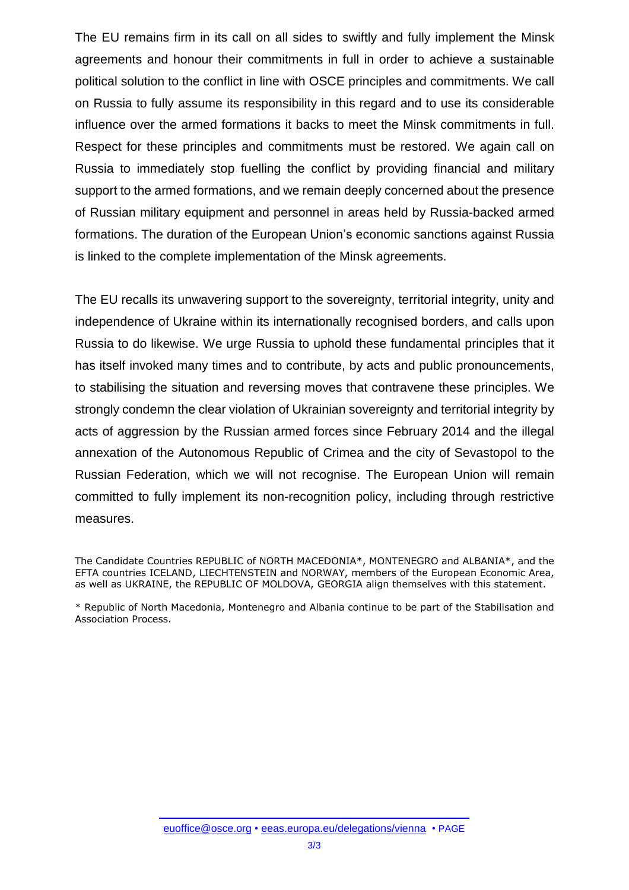The EU remains firm in its call on all sides to swiftly and fully implement the Minsk agreements and honour their commitments in full in order to achieve a sustainable political solution to the conflict in line with OSCE principles and commitments. We call on Russia to fully assume its responsibility in this regard and to use its considerable influence over the armed formations it backs to meet the Minsk commitments in full. Respect for these principles and commitments must be restored. We again call on Russia to immediately stop fuelling the conflict by providing financial and military support to the armed formations, and we remain deeply concerned about the presence of Russian military equipment and personnel in areas held by Russia-backed armed formations. The duration of the European Union's economic sanctions against Russia is linked to the complete implementation of the Minsk agreements.

The EU recalls its unwavering support to the sovereignty, territorial integrity, unity and independence of Ukraine within its internationally recognised borders, and calls upon Russia to do likewise. We urge Russia to uphold these fundamental principles that it has itself invoked many times and to contribute, by acts and public pronouncements, to stabilising the situation and reversing moves that contravene these principles. We strongly condemn the clear violation of Ukrainian sovereignty and territorial integrity by acts of aggression by the Russian armed forces since February 2014 and the illegal annexation of the Autonomous Republic of Crimea and the city of Sevastopol to the Russian Federation, which we will not recognise. The European Union will remain committed to fully implement its non-recognition policy, including through restrictive measures.

The Candidate Countries REPUBLIC of NORTH MACEDONIA*, MONTENEGRO and ALBANIA*, and the EFTA countries ICELAND, LIECHTENSTEIN and NORWAY, members of the European Economic Area, as well as UKRAINE, the REPUBLIC OF MOLDOVA, GEORGIA align themselves with this statement.

* Republic of North Macedonia, Montenegro and Albania continue to be part of the Stabilisation and Association Process.

euoffice@osce.org • eeas.europa.eu/delegations/vienna